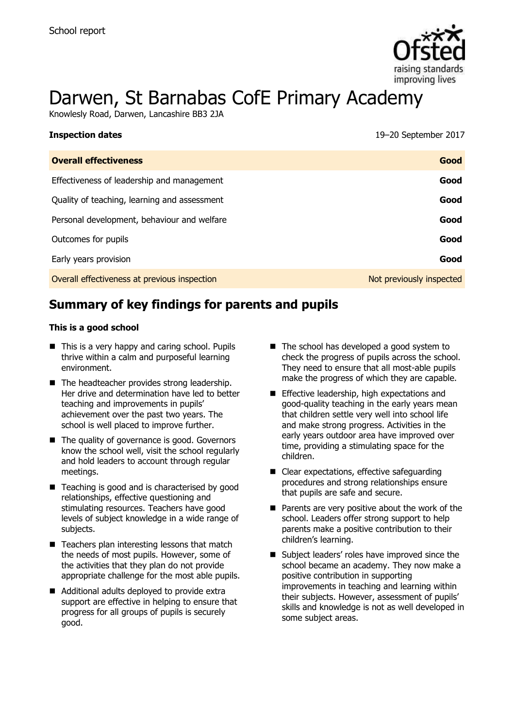School report

# Darwen, St Barnabas CofE Primary Academy

Knowlesly Road, Darwen, Lancashire BB3 2JA

**Inspection dates** 19–20 September 2017

| **Overall effectiveness** | **Good** |
| --- | --- |
| Effectiveness of leadership and management | **Good** |
| Quality of teaching, learning and assessment | **Good** |
| Personal development, behaviour and welfare | **Good** |
| Outcomes for pupils | **Good** |
| Early years provision | **Good** |
| Overall effectiveness at previous inspection | Not previously inspected |

## Summary of key findings for parents and pupils

**This is a good school**

- This is a very happy and caring school. Pupils thrive within a calm and purposeful learning environment.
- The headteacher provides strong leadership. Her drive and determination have led to better teaching and improvements in pupils' achievement over the past two years. The school is well placed to improve further.
- The quality of governance is good. Governors know the school well, visit the school regularly and hold leaders to account through regular meetings.
- Teaching is good and is characterised by good relationships, effective questioning and stimulating resources. Teachers have good levels of subject knowledge in a wide range of subjects.
- Teachers plan interesting lessons that match the needs of most pupils. However, some of the activities that they plan do not provide appropriate challenge for the most able pupils.
- Additional adults deployed to provide extra support are effective in helping to ensure that progress for all groups of pupils is securely good.
- The school has developed a good system to check the progress of pupils across the school. They need to ensure that all most-able pupils make the progress of which they are capable.
- Effective leadership, high expectations and good-quality teaching in the early years mean that children settle very well into school life and make strong progress. Activities in the early years outdoor area have improved over time, providing a stimulating space for the children.
- Clear expectations, effective safeguarding procedures and strong relationships ensure that pupils are safe and secure.
- Parents are very positive about the work of the school. Leaders offer strong support to help parents make a positive contribution to their children's learning.
- Subject leaders' roles have improved since the school became an academy. They now make a positive contribution in supporting improvements in teaching and learning within their subjects. However, assessment of pupils' skills and knowledge is not as well developed in some subject areas.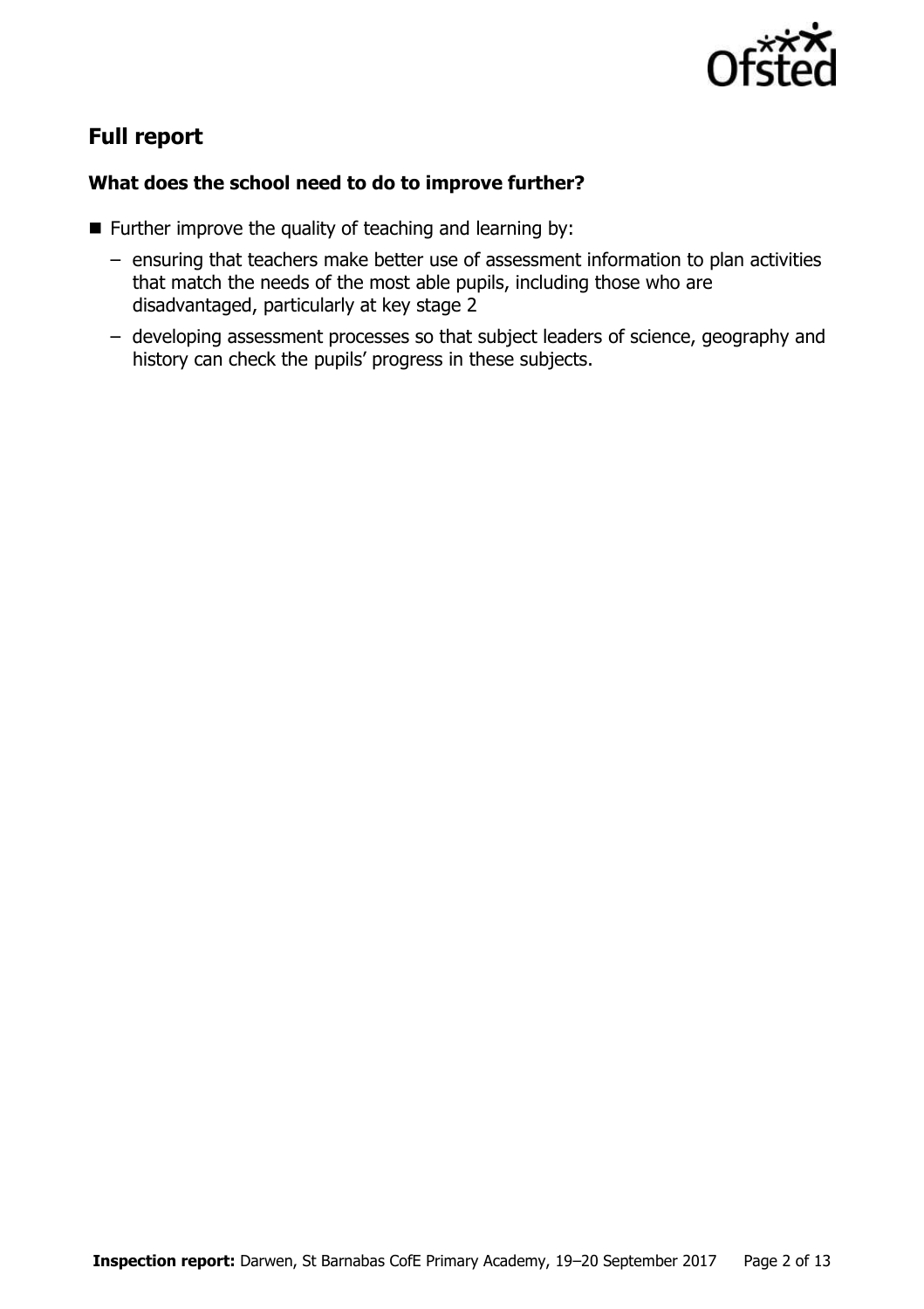## Full report

### What does the school need to do to improve further?

- Further improve the quality of teaching and learning by:
  - ensuring that teachers make better use of assessment information to plan activities that match the needs of the most able pupils, including those who are disadvantaged, particularly at key stage 2
  - developing assessment processes so that subject leaders of science, geography and history can check the pupils' progress in these subjects.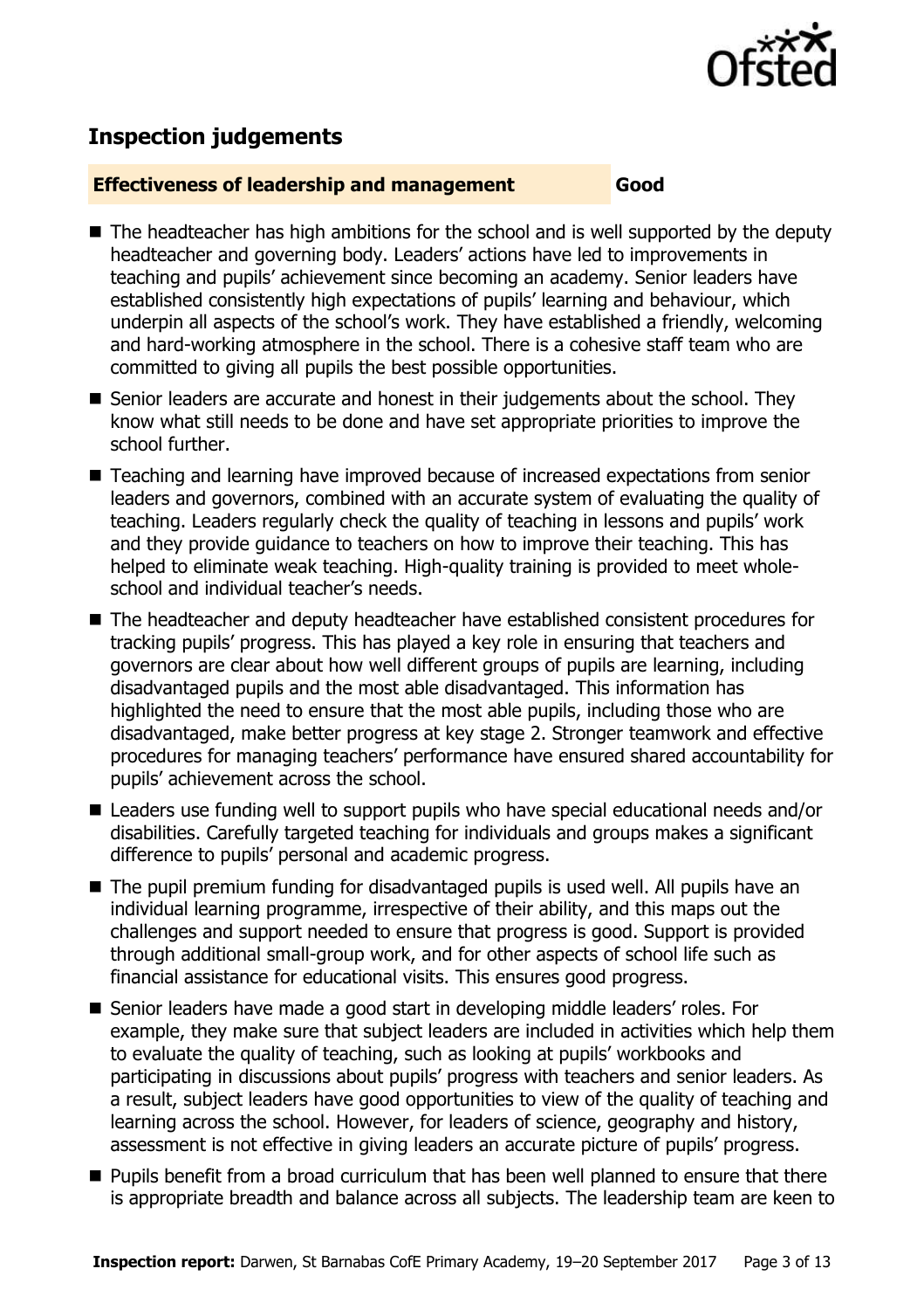## Inspection judgements

**Effectiveness of leadership and management** **Good**

- The headteacher has high ambitions for the school and is well supported by the deputy headteacher and governing body. Leaders' actions have led to improvements in teaching and pupils' achievement since becoming an academy. Senior leaders have established consistently high expectations of pupils' learning and behaviour, which underpin all aspects of the school's work. They have established a friendly, welcoming and hard-working atmosphere in the school. There is a cohesive staff team who are committed to giving all pupils the best possible opportunities.
- Senior leaders are accurate and honest in their judgements about the school. They know what still needs to be done and have set appropriate priorities to improve the school further.
- Teaching and learning have improved because of increased expectations from senior leaders and governors, combined with an accurate system of evaluating the quality of teaching. Leaders regularly check the quality of teaching in lessons and pupils' work and they provide guidance to teachers on how to improve their teaching. This has helped to eliminate weak teaching. High-quality training is provided to meet whole-school and individual teacher's needs.
- The headteacher and deputy headteacher have established consistent procedures for tracking pupils' progress. This has played a key role in ensuring that teachers and governors are clear about how well different groups of pupils are learning, including disadvantaged pupils and the most able disadvantaged. This information has highlighted the need to ensure that the most able pupils, including those who are disadvantaged, make better progress at key stage 2. Stronger teamwork and effective procedures for managing teachers' performance have ensured shared accountability for pupils' achievement across the school.
- Leaders use funding well to support pupils who have special educational needs and/or disabilities. Carefully targeted teaching for individuals and groups makes a significant difference to pupils' personal and academic progress.
- The pupil premium funding for disadvantaged pupils is used well. All pupils have an individual learning programme, irrespective of their ability, and this maps out the challenges and support needed to ensure that progress is good. Support is provided through additional small-group work, and for other aspects of school life such as financial assistance for educational visits. This ensures good progress.
- Senior leaders have made a good start in developing middle leaders' roles. For example, they make sure that subject leaders are included in activities which help them to evaluate the quality of teaching, such as looking at pupils' workbooks and participating in discussions about pupils' progress with teachers and senior leaders. As a result, subject leaders have good opportunities to view of the quality of teaching and learning across the school. However, for leaders of science, geography and history, assessment is not effective in giving leaders an accurate picture of pupils' progress.
- Pupils benefit from a broad curriculum that has been well planned to ensure that there is appropriate breadth and balance across all subjects. The leadership team are keen to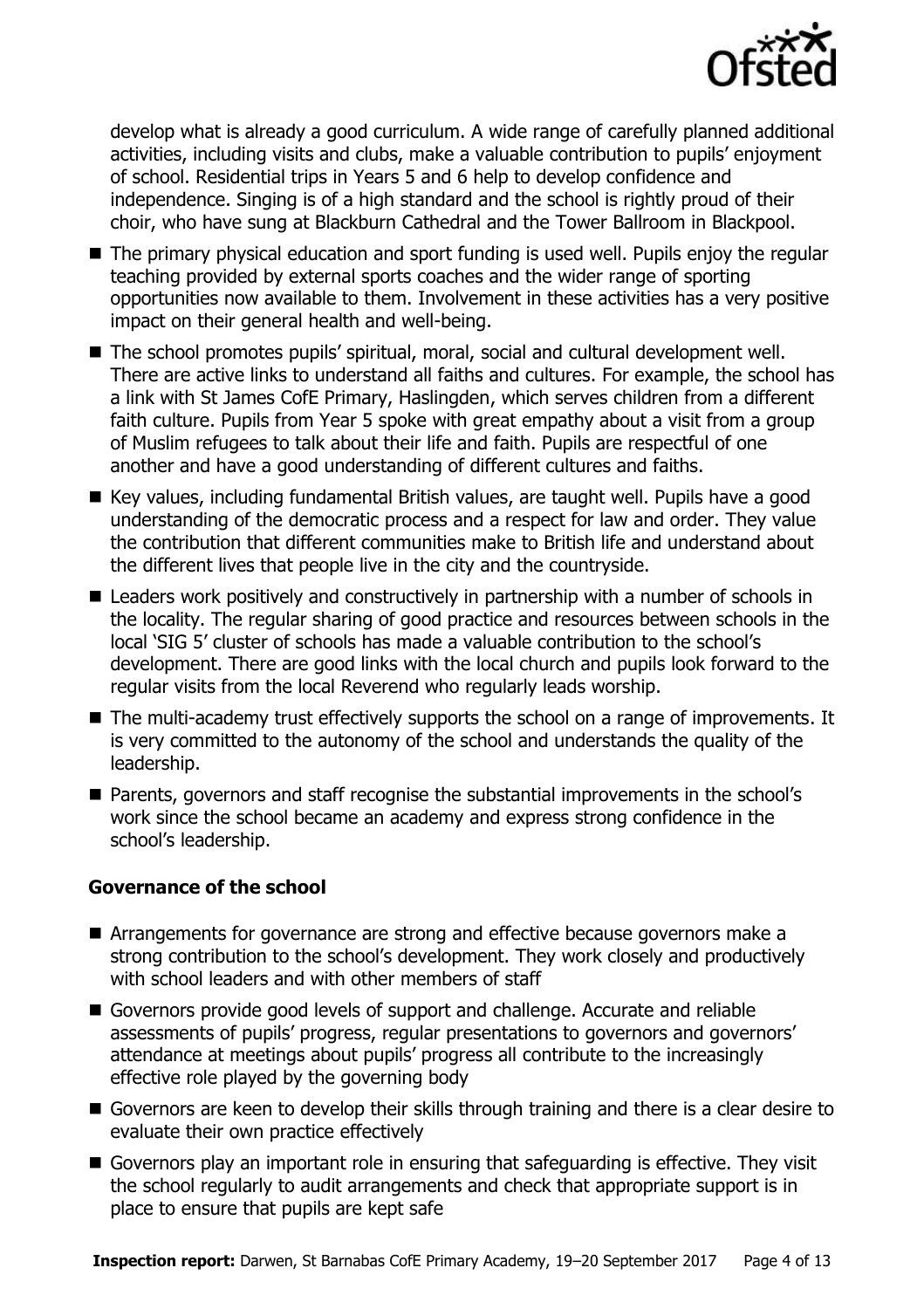develop what is already a good curriculum. A wide range of carefully planned additional activities, including visits and clubs, make a valuable contribution to pupils' enjoyment of school. Residential trips in Years 5 and 6 help to develop confidence and independence. Singing is of a high standard and the school is rightly proud of their choir, who have sung at Blackburn Cathedral and the Tower Ballroom in Blackpool.

- The primary physical education and sport funding is used well. Pupils enjoy the regular teaching provided by external sports coaches and the wider range of sporting opportunities now available to them. Involvement in these activities has a very positive impact on their general health and well-being.
- The school promotes pupils' spiritual, moral, social and cultural development well. There are active links to understand all faiths and cultures. For example, the school has a link with St James CofE Primary, Haslingden, which serves children from a different faith culture. Pupils from Year 5 spoke with great empathy about a visit from a group of Muslim refugees to talk about their life and faith. Pupils are respectful of one another and have a good understanding of different cultures and faiths.
- Key values, including fundamental British values, are taught well. Pupils have a good understanding of the democratic process and a respect for law and order. They value the contribution that different communities make to British life and understand about the different lives that people live in the city and the countryside.
- Leaders work positively and constructively in partnership with a number of schools in the locality. The regular sharing of good practice and resources between schools in the local 'SIG 5' cluster of schools has made a valuable contribution to the school's development. There are good links with the local church and pupils look forward to the regular visits from the local Reverend who regularly leads worship.
- The multi-academy trust effectively supports the school on a range of improvements. It is very committed to the autonomy of the school and understands the quality of the leadership.
- Parents, governors and staff recognise the substantial improvements in the school's work since the school became an academy and express strong confidence in the school's leadership.

### Governance of the school

- Arrangements for governance are strong and effective because governors make a strong contribution to the school's development. They work closely and productively with school leaders and with other members of staff
- Governors provide good levels of support and challenge. Accurate and reliable assessments of pupils' progress, regular presentations to governors and governors' attendance at meetings about pupils' progress all contribute to the increasingly effective role played by the governing body
- Governors are keen to develop their skills through training and there is a clear desire to evaluate their own practice effectively
- Governors play an important role in ensuring that safeguarding is effective. They visit the school regularly to audit arrangements and check that appropriate support is in place to ensure that pupils are kept safe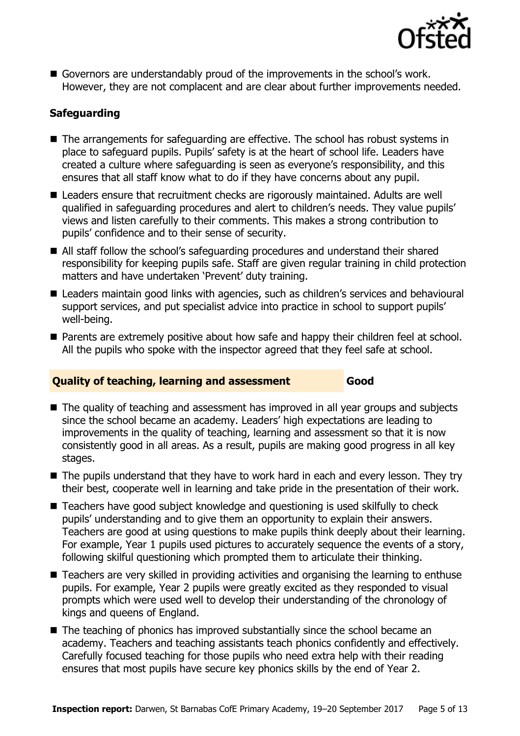- Governors are understandably proud of the improvements in the school's work. However, they are not complacent and are clear about further improvements needed.

### Safeguarding

- The arrangements for safeguarding are effective. The school has robust systems in place to safeguard pupils. Pupils' safety is at the heart of school life. Leaders have created a culture where safeguarding is seen as everyone's responsibility, and this ensures that all staff know what to do if they have concerns about any pupil.
- Leaders ensure that recruitment checks are rigorously maintained. Adults are well qualified in safeguarding procedures and alert to children's needs. They value pupils' views and listen carefully to their comments. This makes a strong contribution to pupils' confidence and to their sense of security.
- All staff follow the school's safeguarding procedures and understand their shared responsibility for keeping pupils safe. Staff are given regular training in child protection matters and have undertaken 'Prevent' duty training.
- Leaders maintain good links with agencies, such as children's services and behavioural support services, and put specialist advice into practice in school to support pupils' well-being.
- Parents are extremely positive about how safe and happy their children feel at school. All the pupils who spoke with the inspector agreed that they feel safe at school.

## Quality of teaching, learning and assessment — Good

- The quality of teaching and assessment has improved in all year groups and subjects since the school became an academy. Leaders' high expectations are leading to improvements in the quality of teaching, learning and assessment so that it is now consistently good in all areas. As a result, pupils are making good progress in all key stages.
- The pupils understand that they have to work hard in each and every lesson. They try their best, cooperate well in learning and take pride in the presentation of their work.
- Teachers have good subject knowledge and questioning is used skilfully to check pupils' understanding and to give them an opportunity to explain their answers. Teachers are good at using questions to make pupils think deeply about their learning. For example, Year 1 pupils used pictures to accurately sequence the events of a story, following skilful questioning which prompted them to articulate their thinking.
- Teachers are very skilled in providing activities and organising the learning to enthuse pupils. For example, Year 2 pupils were greatly excited as they responded to visual prompts which were used well to develop their understanding of the chronology of kings and queens of England.
- The teaching of phonics has improved substantially since the school became an academy. Teachers and teaching assistants teach phonics confidently and effectively. Carefully focused teaching for those pupils who need extra help with their reading ensures that most pupils have secure key phonics skills by the end of Year 2.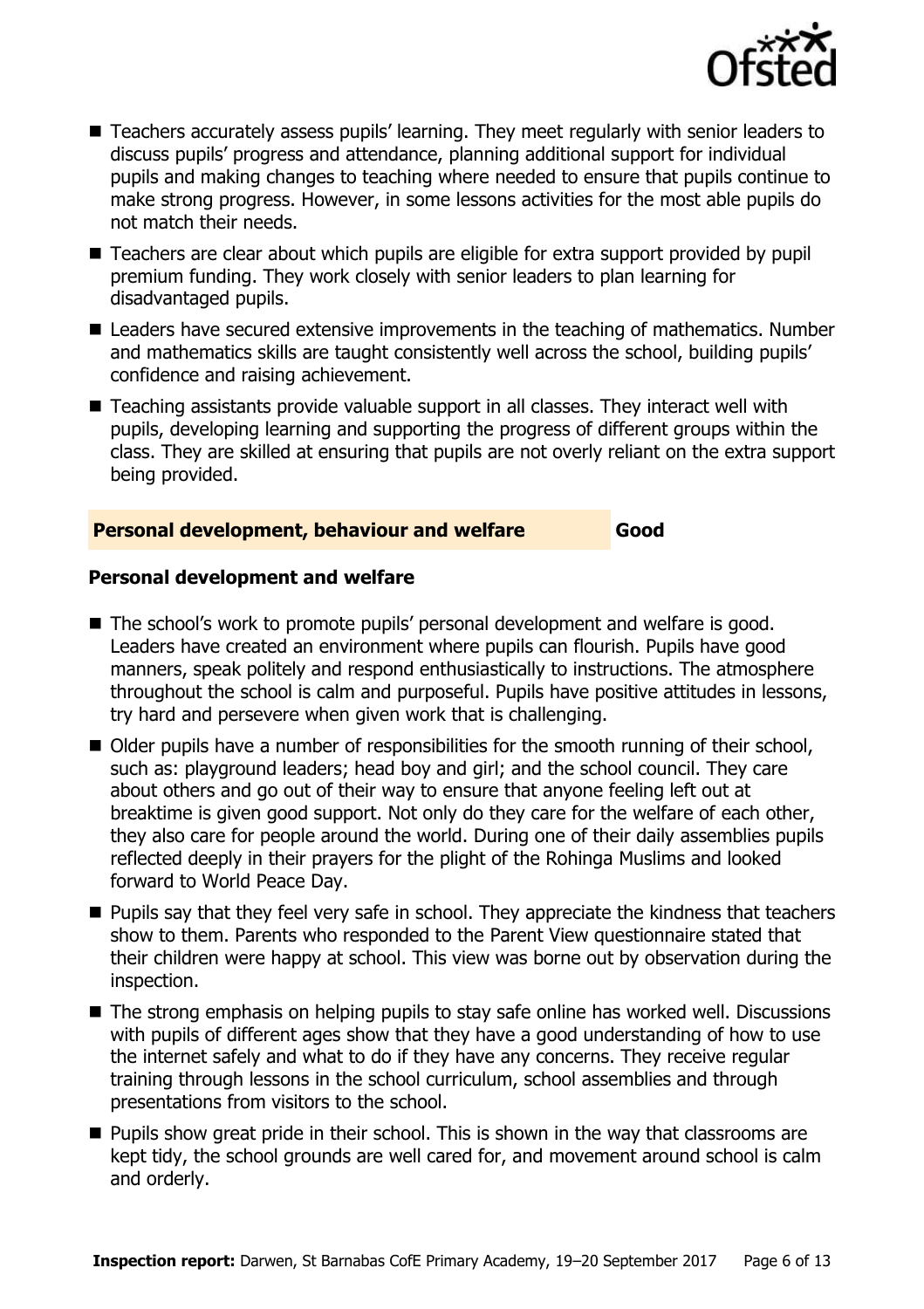- Teachers accurately assess pupils' learning. They meet regularly with senior leaders to discuss pupils' progress and attendance, planning additional support for individual pupils and making changes to teaching where needed to ensure that pupils continue to make strong progress. However, in some lessons activities for the most able pupils do not match their needs.
- Teachers are clear about which pupils are eligible for extra support provided by pupil premium funding. They work closely with senior leaders to plan learning for disadvantaged pupils.
- Leaders have secured extensive improvements in the teaching of mathematics. Number and mathematics skills are taught consistently well across the school, building pupils' confidence and raising achievement.
- Teaching assistants provide valuable support in all classes. They interact well with pupils, developing learning and supporting the progress of different groups within the class. They are skilled at ensuring that pupils are not overly reliant on the extra support being provided.

## Personal development, behaviour and welfare — Good

### Personal development and welfare

- The school's work to promote pupils' personal development and welfare is good. Leaders have created an environment where pupils can flourish. Pupils have good manners, speak politely and respond enthusiastically to instructions. The atmosphere throughout the school is calm and purposeful. Pupils have positive attitudes in lessons, try hard and persevere when given work that is challenging.
- Older pupils have a number of responsibilities for the smooth running of their school, such as: playground leaders; head boy and girl; and the school council. They care about others and go out of their way to ensure that anyone feeling left out at breaktime is given good support. Not only do they care for the welfare of each other, they also care for people around the world. During one of their daily assemblies pupils reflected deeply in their prayers for the plight of the Rohinga Muslims and looked forward to World Peace Day.
- Pupils say that they feel very safe in school. They appreciate the kindness that teachers show to them. Parents who responded to the Parent View questionnaire stated that their children were happy at school. This view was borne out by observation during the inspection.
- The strong emphasis on helping pupils to stay safe online has worked well. Discussions with pupils of different ages show that they have a good understanding of how to use the internet safely and what to do if they have any concerns. They receive regular training through lessons in the school curriculum, school assemblies and through presentations from visitors to the school.
- Pupils show great pride in their school. This is shown in the way that classrooms are kept tidy, the school grounds are well cared for, and movement around school is calm and orderly.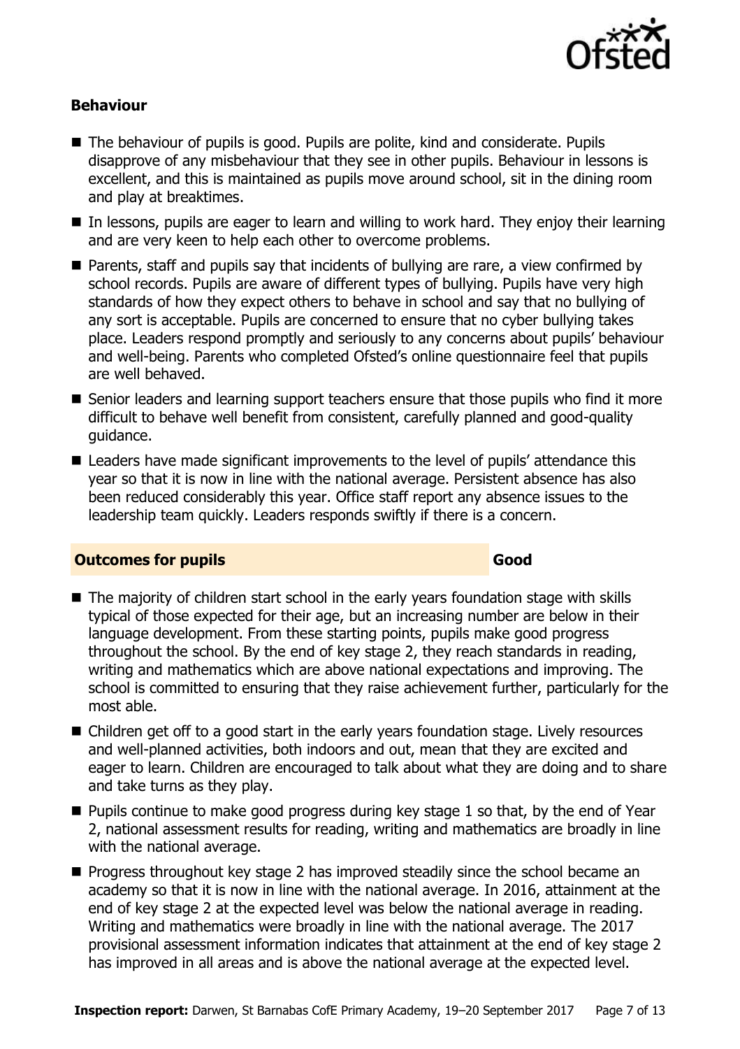### Behaviour

- The behaviour of pupils is good. Pupils are polite, kind and considerate. Pupils disapprove of any misbehaviour that they see in other pupils. Behaviour in lessons is excellent, and this is maintained as pupils move around school, sit in the dining room and play at breaktimes.
- In lessons, pupils are eager to learn and willing to work hard. They enjoy their learning and are very keen to help each other to overcome problems.
- Parents, staff and pupils say that incidents of bullying are rare, a view confirmed by school records. Pupils are aware of different types of bullying. Pupils have very high standards of how they expect others to behave in school and say that no bullying of any sort is acceptable. Pupils are concerned to ensure that no cyber bullying takes place. Leaders respond promptly and seriously to any concerns about pupils' behaviour and well-being. Parents who completed Ofsted's online questionnaire feel that pupils are well behaved.
- Senior leaders and learning support teachers ensure that those pupils who find it more difficult to behave well benefit from consistent, carefully planned and good-quality guidance.
- Leaders have made significant improvements to the level of pupils' attendance this year so that it is now in line with the national average. Persistent absence has also been reduced considerably this year. Office staff report any absence issues to the leadership team quickly. Leaders responds swiftly if there is a concern.

## Outcomes for pupils — Good

- The majority of children start school in the early years foundation stage with skills typical of those expected for their age, but an increasing number are below in their language development. From these starting points, pupils make good progress throughout the school. By the end of key stage 2, they reach standards in reading, writing and mathematics which are above national expectations and improving. The school is committed to ensuring that they raise achievement further, particularly for the most able.
- Children get off to a good start in the early years foundation stage. Lively resources and well-planned activities, both indoors and out, mean that they are excited and eager to learn. Children are encouraged to talk about what they are doing and to share and take turns as they play.
- Pupils continue to make good progress during key stage 1 so that, by the end of Year 2, national assessment results for reading, writing and mathematics are broadly in line with the national average.
- Progress throughout key stage 2 has improved steadily since the school became an academy so that it is now in line with the national average. In 2016, attainment at the end of key stage 2 at the expected level was below the national average in reading. Writing and mathematics were broadly in line with the national average. The 2017 provisional assessment information indicates that attainment at the end of key stage 2 has improved in all areas and is above the national average at the expected level.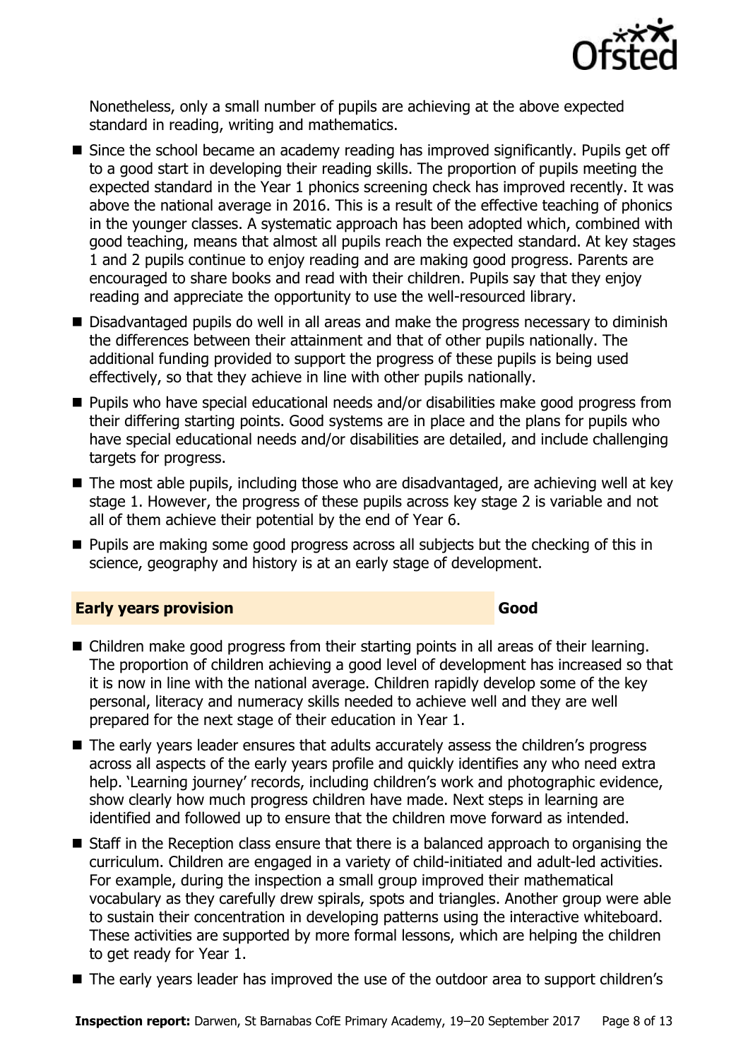Nonetheless, only a small number of pupils are achieving at the above expected standard in reading, writing and mathematics.

- Since the school became an academy reading has improved significantly. Pupils get off to a good start in developing their reading skills. The proportion of pupils meeting the expected standard in the Year 1 phonics screening check has improved recently. It was above the national average in 2016. This is a result of the effective teaching of phonics in the younger classes. A systematic approach has been adopted which, combined with good teaching, means that almost all pupils reach the expected standard. At key stages 1 and 2 pupils continue to enjoy reading and are making good progress. Parents are encouraged to share books and read with their children. Pupils say that they enjoy reading and appreciate the opportunity to use the well-resourced library.
- Disadvantaged pupils do well in all areas and make the progress necessary to diminish the differences between their attainment and that of other pupils nationally. The additional funding provided to support the progress of these pupils is being used effectively, so that they achieve in line with other pupils nationally.
- Pupils who have special educational needs and/or disabilities make good progress from their differing starting points. Good systems are in place and the plans for pupils who have special educational needs and/or disabilities are detailed, and include challenging targets for progress.
- The most able pupils, including those who are disadvantaged, are achieving well at key stage 1. However, the progress of these pupils across key stage 2 is variable and not all of them achieve their potential by the end of Year 6.
- Pupils are making some good progress across all subjects but the checking of this in science, geography and history is at an early stage of development.

## Early years provision — Good

- Children make good progress from their starting points in all areas of their learning. The proportion of children achieving a good level of development has increased so that it is now in line with the national average. Children rapidly develop some of the key personal, literacy and numeracy skills needed to achieve well and they are well prepared for the next stage of their education in Year 1.
- The early years leader ensures that adults accurately assess the children's progress across all aspects of the early years profile and quickly identifies any who need extra help. 'Learning journey' records, including children's work and photographic evidence, show clearly how much progress children have made. Next steps in learning are identified and followed up to ensure that the children move forward as intended.
- Staff in the Reception class ensure that there is a balanced approach to organising the curriculum. Children are engaged in a variety of child-initiated and adult-led activities. For example, during the inspection a small group improved their mathematical vocabulary as they carefully drew spirals, spots and triangles. Another group were able to sustain their concentration in developing patterns using the interactive whiteboard. These activities are supported by more formal lessons, which are helping the children to get ready for Year 1.
- The early years leader has improved the use of the outdoor area to support children's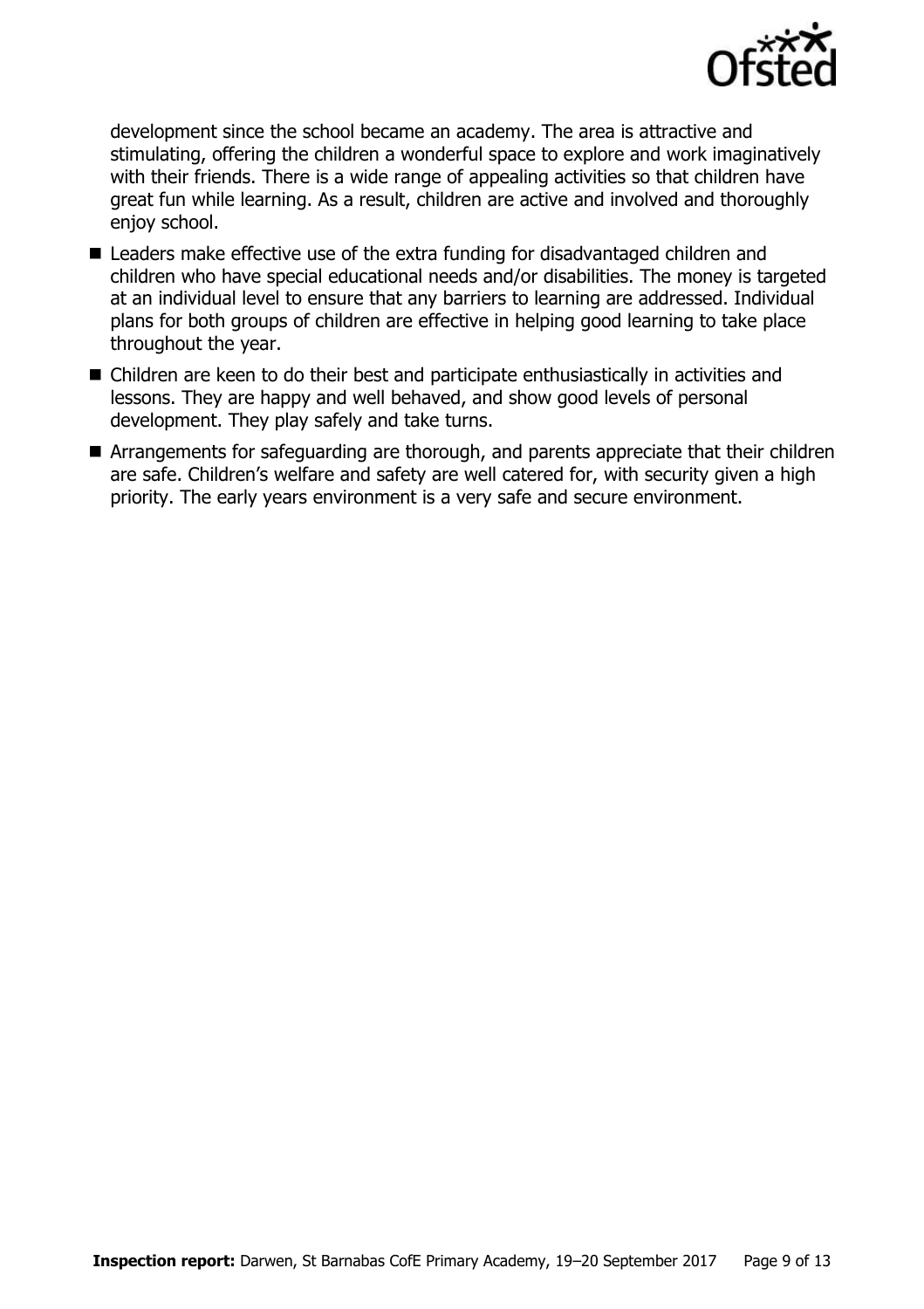development since the school became an academy. The area is attractive and stimulating, offering the children a wonderful space to explore and work imaginatively with their friends. There is a wide range of appealing activities so that children have great fun while learning. As a result, children are active and involved and thoroughly enjoy school.

- Leaders make effective use of the extra funding for disadvantaged children and children who have special educational needs and/or disabilities. The money is targeted at an individual level to ensure that any barriers to learning are addressed. Individual plans for both groups of children are effective in helping good learning to take place throughout the year.
- Children are keen to do their best and participate enthusiastically in activities and lessons. They are happy and well behaved, and show good levels of personal development. They play safely and take turns.
- Arrangements for safeguarding are thorough, and parents appreciate that their children are safe. Children's welfare and safety are well catered for, with security given a high priority. The early years environment is a very safe and secure environment.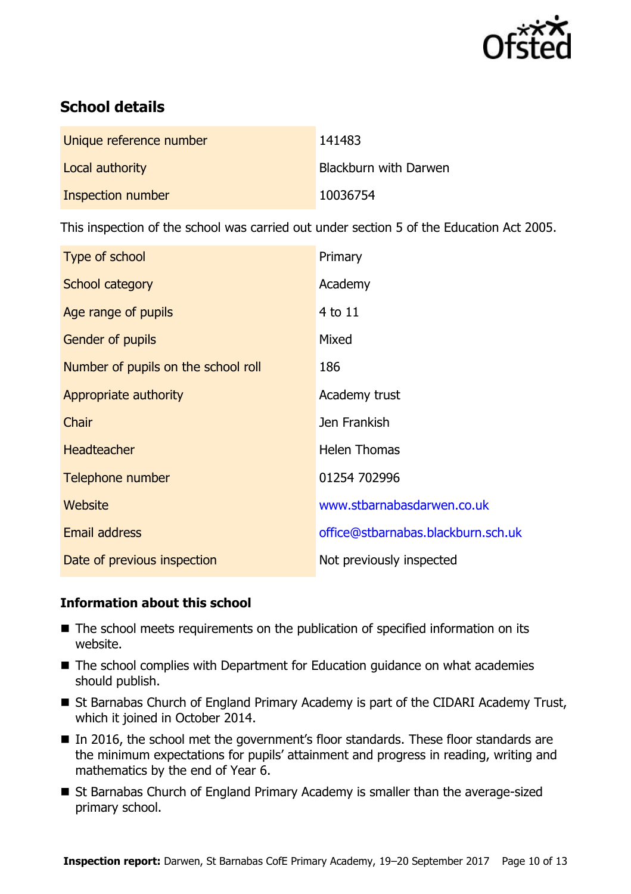## School details

| | |
|---|---|
| Unique reference number | 141483 |
| Local authority | Blackburn with Darwen |
| Inspection number | 10036754 |

This inspection of the school was carried out under section 5 of the Education Act 2005.

| | |
|---|---|
| Type of school | Primary |
| School category | Academy |
| Age range of pupils | 4 to 11 |
| Gender of pupils | Mixed |
| Number of pupils on the school roll | 186 |
| Appropriate authority | Academy trust |
| Chair | Jen Frankish |
| Headteacher | Helen Thomas |
| Telephone number | 01254 702996 |
| Website | www.stbarnabasdarwen.co.uk |
| Email address | office@stbarnabas.blackburn.sch.uk |
| Date of previous inspection | Not previously inspected |

### Information about this school

- The school meets requirements on the publication of specified information on its website.
- The school complies with Department for Education guidance on what academies should publish.
- St Barnabas Church of England Primary Academy is part of the CIDARI Academy Trust, which it joined in October 2014.
- In 2016, the school met the government's floor standards. These floor standards are the minimum expectations for pupils' attainment and progress in reading, writing and mathematics by the end of Year 6.
- St Barnabas Church of England Primary Academy is smaller than the average-sized primary school.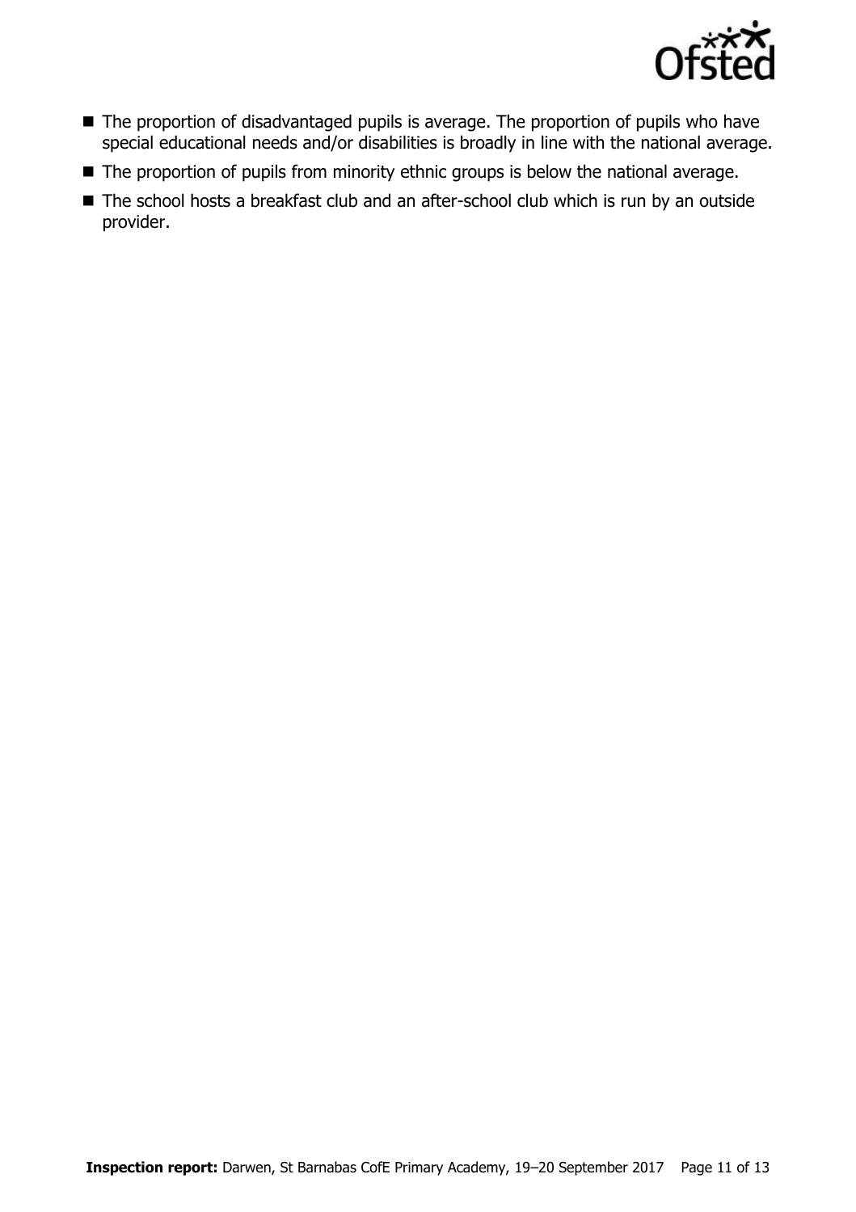- The proportion of disadvantaged pupils is average. The proportion of pupils who have special educational needs and/or disabilities is broadly in line with the national average.
- The proportion of pupils from minority ethnic groups is below the national average.
- The school hosts a breakfast club and an after-school club which is run by an outside provider.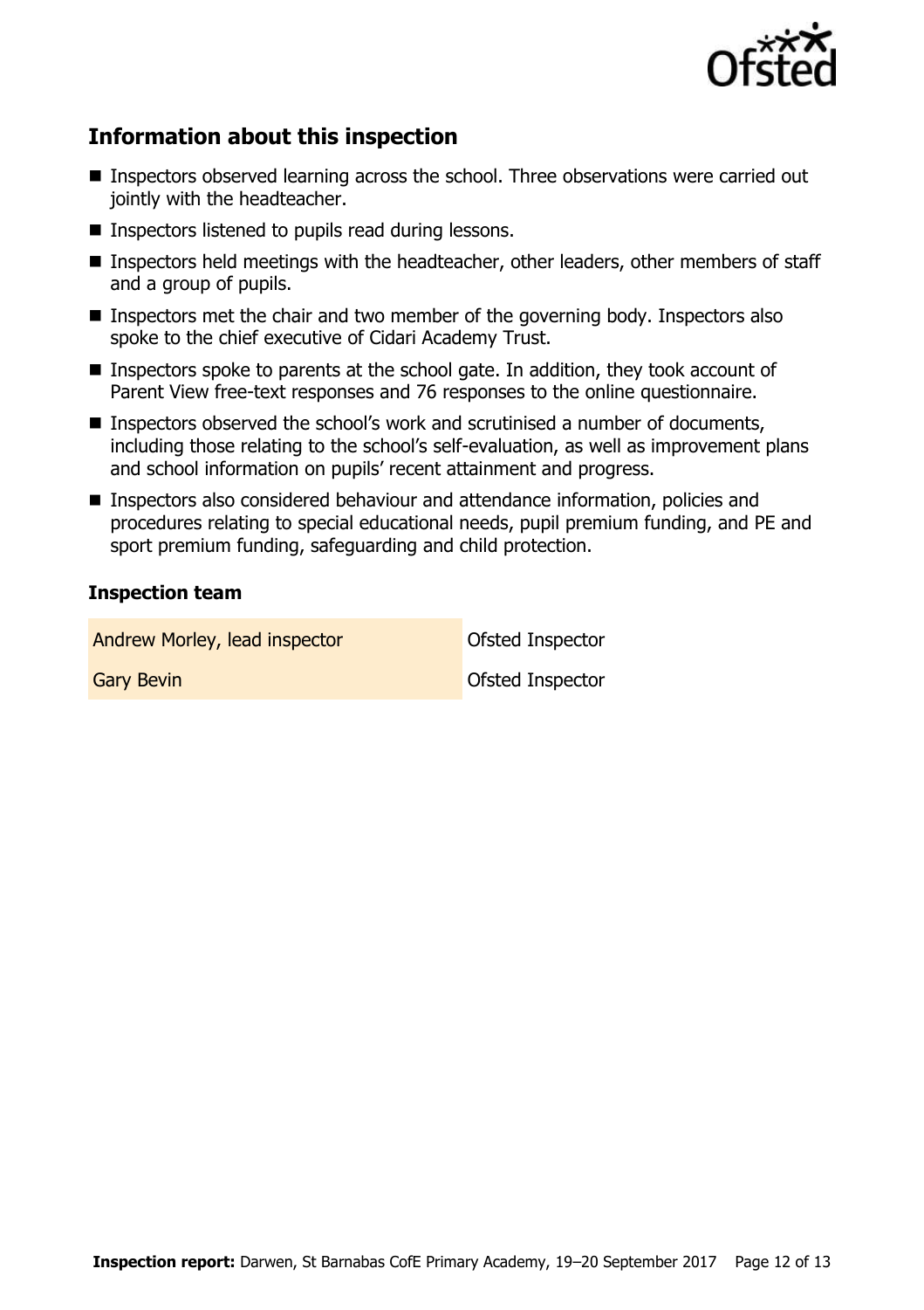## Information about this inspection

- Inspectors observed learning across the school. Three observations were carried out jointly with the headteacher.
- Inspectors listened to pupils read during lessons.
- Inspectors held meetings with the headteacher, other leaders, other members of staff and a group of pupils.
- Inspectors met the chair and two member of the governing body. Inspectors also spoke to the chief executive of Cidari Academy Trust.
- Inspectors spoke to parents at the school gate. In addition, they took account of Parent View free-text responses and 76 responses to the online questionnaire.
- Inspectors observed the school's work and scrutinised a number of documents, including those relating to the school's self-evaluation, as well as improvement plans and school information on pupils' recent attainment and progress.
- Inspectors also considered behaviour and attendance information, policies and procedures relating to special educational needs, pupil premium funding, and PE and sport premium funding, safeguarding and child protection.

### Inspection team

| | |
|---|---|
| Andrew Morley, lead inspector | Ofsted Inspector |
| Gary Bevin | Ofsted Inspector |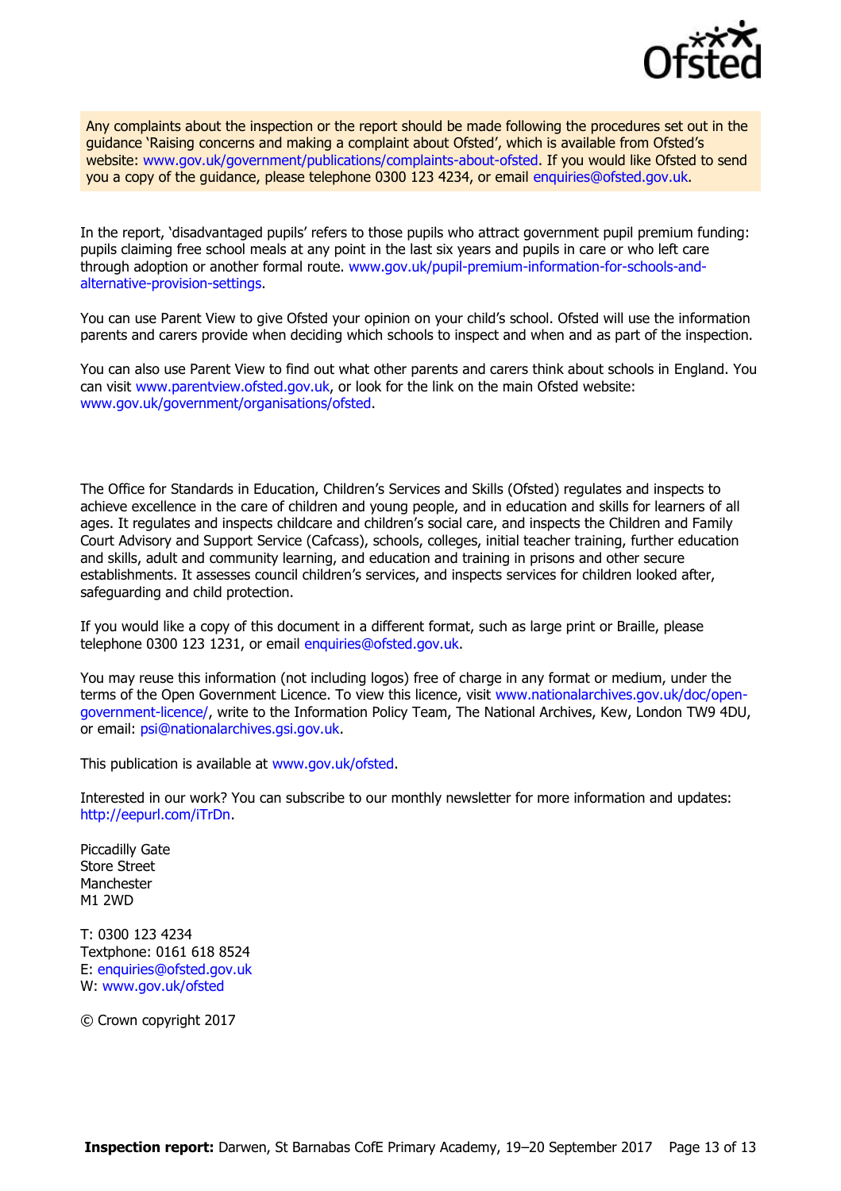Any complaints about the inspection or the report should be made following the procedures set out in the guidance 'Raising concerns and making a complaint about Ofsted', which is available from Ofsted's website: www.gov.uk/government/publications/complaints-about-ofsted. If you would like Ofsted to send you a copy of the guidance, please telephone 0300 123 4234, or email enquiries@ofsted.gov.uk.

In the report, 'disadvantaged pupils' refers to those pupils who attract government pupil premium funding: pupils claiming free school meals at any point in the last six years and pupils in care or who left care through adoption or another formal route. www.gov.uk/pupil-premium-information-for-schools-and-alternative-provision-settings.

You can use Parent View to give Ofsted your opinion on your child's school. Ofsted will use the information parents and carers provide when deciding which schools to inspect and when and as part of the inspection.

You can also use Parent View to find out what other parents and carers think about schools in England. You can visit www.parentview.ofsted.gov.uk, or look for the link on the main Ofsted website: www.gov.uk/government/organisations/ofsted.

The Office for Standards in Education, Children's Services and Skills (Ofsted) regulates and inspects to achieve excellence in the care of children and young people, and in education and skills for learners of all ages. It regulates and inspects childcare and children's social care, and inspects the Children and Family Court Advisory and Support Service (Cafcass), schools, colleges, initial teacher training, further education and skills, adult and community learning, and education and training in prisons and other secure establishments. It assesses council children's services, and inspects services for children looked after, safeguarding and child protection.

If you would like a copy of this document in a different format, such as large print or Braille, please telephone 0300 123 1231, or email enquiries@ofsted.gov.uk.

You may reuse this information (not including logos) free of charge in any format or medium, under the terms of the Open Government Licence. To view this licence, visit www.nationalarchives.gov.uk/doc/open-government-licence/, write to the Information Policy Team, The National Archives, Kew, London TW9 4DU, or email: psi@nationalarchives.gsi.gov.uk.

This publication is available at www.gov.uk/ofsted.

Interested in our work? You can subscribe to our monthly newsletter for more information and updates: http://eepurl.com/iTrDn.

Piccadilly Gate
Store Street
Manchester
M1 2WD

T: 0300 123 4234
Textphone: 0161 618 8524
E: enquiries@ofsted.gov.uk
W: www.gov.uk/ofsted

© Crown copyright 2017